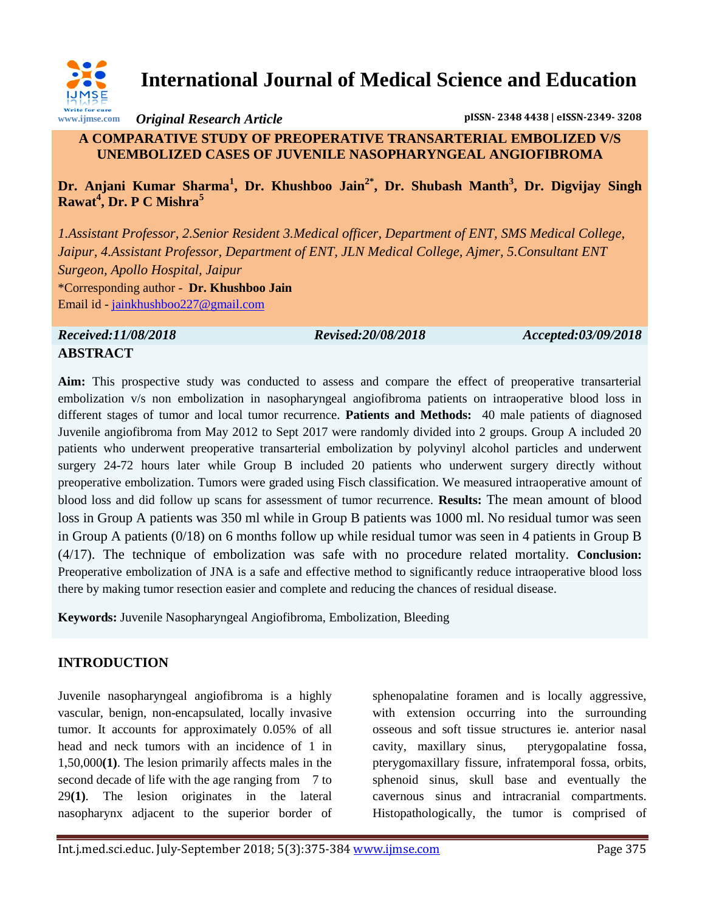# International Journal of Medical Science and Education

*Original Research Article*

**pISSN- 2348 4438 | eISSN-2349- 3208**

## A COMPARATIVE STUDY OF PREOPERATIVE TRANSARTERIAL EMBOLIZED V/S UNEMBOLIZED CASES OF JUVENILE NASOPHARYNGEAL ANGIOFIBROMA

**Dr. Anjani Kumar Sharma[1], Dr. Khushboo Jain[2*], Dr. Shubash Manth[3], Dr. Digvijay Singh Rawat[4], Dr. P C Mishra[5]**

*1.Assistant Professor, 2.Senior Resident 3.Medical officer, Department of ENT, SMS Medical College, Jaipur, 4.Assistant Professor, Department of ENT, JLN Medical College, Ajmer, 5.Consultant ENT Surgeon, Apollo Hospital, Jaipur*

*Corresponding author - **Dr. Khushboo Jain**

Email id - jainkhushboo227@gmail.com

*Received:11/08/2018* *Revised:20/08/2018* *Accepted:03/09/2018*

## ABSTRACT

**Aim:** This prospective study was conducted to assess and compare the effect of preoperative transarterial embolization v/s non embolization in nasopharyngeal angiofibroma patients on intraoperative blood loss in different stages of tumor and local tumor recurrence. **Patients and Methods:** 40 male patients of diagnosed Juvenile angiofibroma from May 2012 to Sept 2017 were randomly divided into 2 groups. Group A included 20 patients who underwent preoperative transarterial embolization by polyvinyl alcohol particles and underwent surgery 24-72 hours later while Group B included 20 patients who underwent surgery directly without preoperative embolization. Tumors were graded using Fisch classification. We measured intraoperative amount of blood loss and did follow up scans for assessment of tumor recurrence. **Results:** The mean amount of blood loss in Group A patients was 350 ml while in Group B patients was 1000 ml. No residual tumor was seen in Group A patients (0/18) on 6 months follow up while residual tumor was seen in 4 patients in Group B (4/17). The technique of embolization was safe with no procedure related mortality. **Conclusion:** Preoperative embolization of JNA is a safe and effective method to significantly reduce intraoperative blood loss there by making tumor resection easier and complete and reducing the chances of residual disease.

**Keywords:** Juvenile Nasopharyngeal Angiofibroma, Embolization, Bleeding

## INTRODUCTION

Juvenile nasopharyngeal angiofibroma is a highly vascular, benign, non-encapsulated, locally invasive tumor. It accounts for approximately 0.05% of all head and neck tumors with an incidence of 1 in 1,50,000**(1)**. The lesion primarily affects males in the second decade of life with the age ranging from 7 to 29**(1)**. The lesion originates in the lateral nasopharynx adjacent to the superior border of sphenopalatine foramen and is locally aggressive, with extension occurring into the surrounding osseous and soft tissue structures ie. anterior nasal cavity, maxillary sinus, pterygopalatine fossa, pterygomaxillary fissure, infratemporal fossa, orbits, sphenoid sinus, skull base and eventually the cavernous sinus and intracranial compartments. Histopathologically, the tumor is comprised of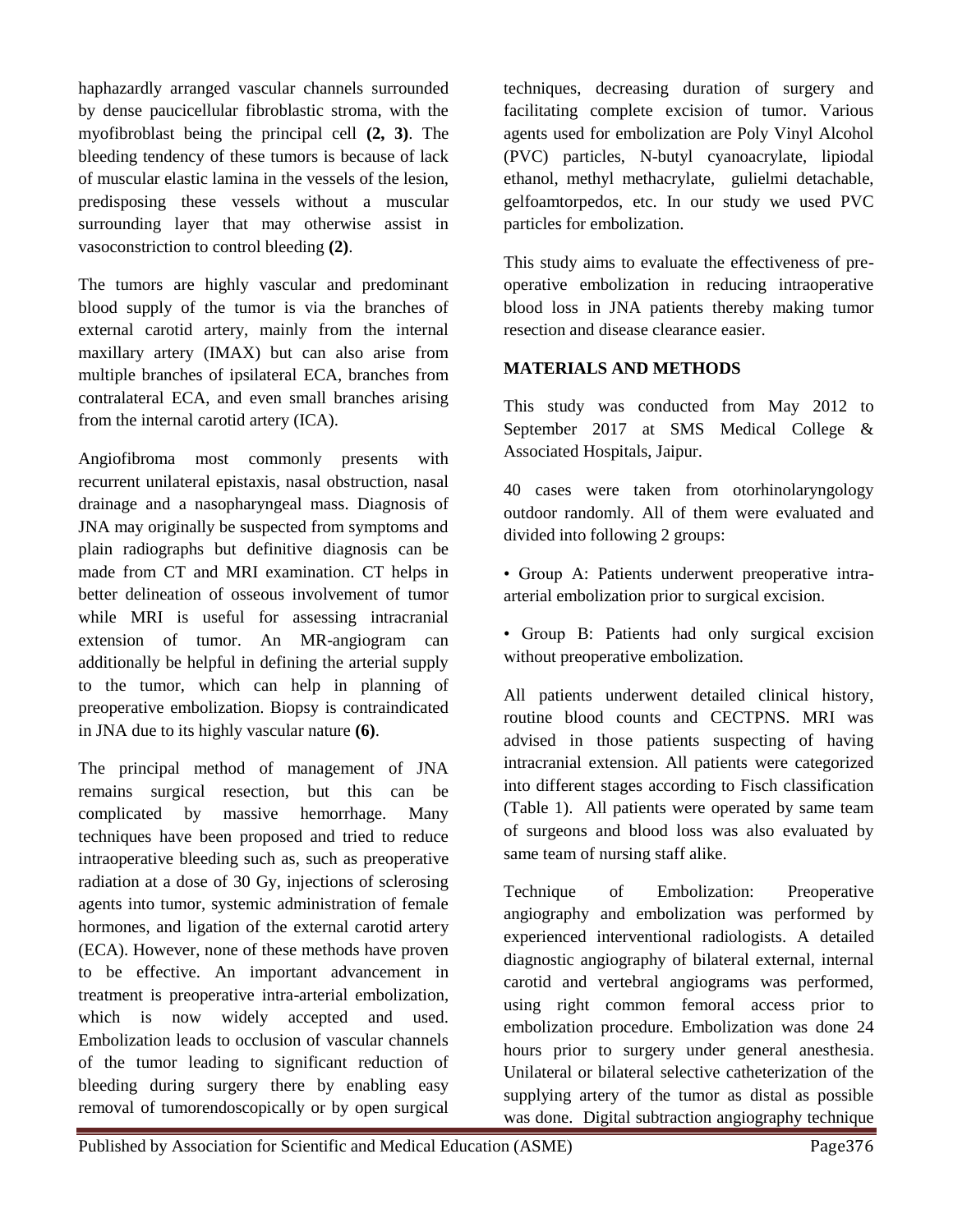haphazardly arranged vascular channels surrounded by dense paucicellular fibroblastic stroma, with the myofibroblast being the principal cell **(2, 3)**. The bleeding tendency of these tumors is because of lack of muscular elastic lamina in the vessels of the lesion, predisposing these vessels without a muscular surrounding layer that may otherwise assist in vasoconstriction to control bleeding **(2)**.

The tumors are highly vascular and predominant blood supply of the tumor is via the branches of external carotid artery, mainly from the internal maxillary artery (IMAX) but can also arise from multiple branches of ipsilateral ECA, branches from contralateral ECA, and even small branches arising from the internal carotid artery (ICA).

Angiofibroma most commonly presents with recurrent unilateral epistaxis, nasal obstruction, nasal drainage and a nasopharyngeal mass. Diagnosis of JNA may originally be suspected from symptoms and plain radiographs but definitive diagnosis can be made from CT and MRI examination. CT helps in better delineation of osseous involvement of tumor while MRI is useful for assessing intracranial extension of tumor. An MR-angiogram can additionally be helpful in defining the arterial supply to the tumor, which can help in planning of preoperative embolization. Biopsy is contraindicated in JNA due to its highly vascular nature **(6)**.

The principal method of management of JNA remains surgical resection, but this can be complicated by massive hemorrhage. Many techniques have been proposed and tried to reduce intraoperative bleeding such as, such as preoperative radiation at a dose of 30 Gy, injections of sclerosing agents into tumor, systemic administration of female hormones, and ligation of the external carotid artery (ECA). However, none of these methods have proven to be effective. An important advancement in treatment is preoperative intra-arterial embolization, which is now widely accepted and used. Embolization leads to occlusion of vascular channels of the tumor leading to significant reduction of bleeding during surgery there by enabling easy removal of tumorendoscopically or by open surgical techniques, decreasing duration of surgery and facilitating complete excision of tumor. Various agents used for embolization are Poly Vinyl Alcohol (PVC) particles, N-butyl cyanoacrylate, lipiodal ethanol, methyl methacrylate, gulielmi detachable, gelfoamtorpedos, etc. In our study we used PVC particles for embolization.

This study aims to evaluate the effectiveness of pre-operative embolization in reducing intraoperative blood loss in JNA patients thereby making tumor resection and disease clearance easier.

## MATERIALS AND METHODS

This study was conducted from May 2012 to September 2017 at SMS Medical College & Associated Hospitals, Jaipur.

40 cases were taken from otorhinolaryngology outdoor randomly. All of them were evaluated and divided into following 2 groups:

- Group A: Patients underwent preoperative intra-arterial embolization prior to surgical excision.
- Group B: Patients had only surgical excision without preoperative embolization.

All patients underwent detailed clinical history, routine blood counts and CECTPNS. MRI was advised in those patients suspecting of having intracranial extension. All patients were categorized into different stages according to Fisch classification (Table 1). All patients were operated by same team of surgeons and blood loss was also evaluated by same team of nursing staff alike.

Technique of Embolization: Preoperative angiography and embolization was performed by experienced interventional radiologists. A detailed diagnostic angiography of bilateral external, internal carotid and vertebral angiograms was performed, using right common femoral access prior to embolization procedure. Embolization was done 24 hours prior to surgery under general anesthesia. Unilateral or bilateral selective catheterization of the supplying artery of the tumor as distal as possible was done. Digital subtraction angiography technique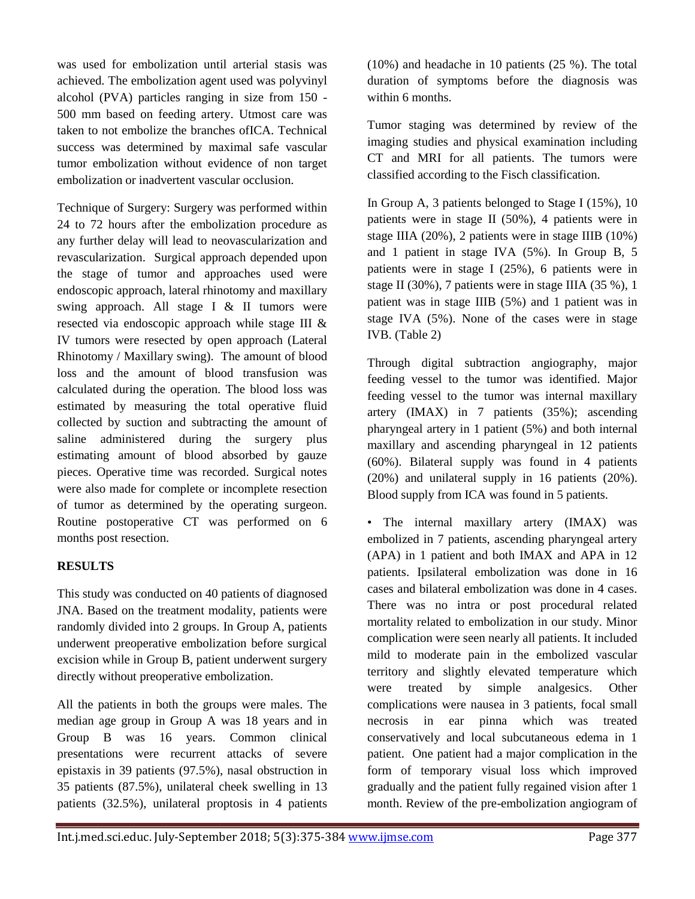was used for embolization until arterial stasis was achieved. The embolization agent used was polyvinyl alcohol (PVA) particles ranging in size from 150 - 500 mm based on feeding artery. Utmost care was taken to not embolize the branches ofICA. Technical success was determined by maximal safe vascular tumor embolization without evidence of non target embolization or inadvertent vascular occlusion.

Technique of Surgery: Surgery was performed within 24 to 72 hours after the embolization procedure as any further delay will lead to neovascularization and revascularization. Surgical approach depended upon the stage of tumor and approaches used were endoscopic approach, lateral rhinotomy and maxillary swing approach. All stage I & II tumors were resected via endoscopic approach while stage III & IV tumors were resected by open approach (Lateral Rhinotomy / Maxillary swing). The amount of blood loss and the amount of blood transfusion was calculated during the operation. The blood loss was estimated by measuring the total operative fluid collected by suction and subtracting the amount of saline administered during the surgery plus estimating amount of blood absorbed by gauze pieces. Operative time was recorded. Surgical notes were also made for complete or incomplete resection of tumor as determined by the operating surgeon. Routine postoperative CT was performed on 6 months post resection.

## RESULTS

This study was conducted on 40 patients of diagnosed JNA. Based on the treatment modality, patients were randomly divided into 2 groups. In Group A, patients underwent preoperative embolization before surgical excision while in Group B, patient underwent surgery directly without preoperative embolization.

All the patients in both the groups were males. The median age group in Group A was 18 years and in Group B was 16 years. Common clinical presentations were recurrent attacks of severe epistaxis in 39 patients (97.5%), nasal obstruction in 35 patients (87.5%), unilateral cheek swelling in 13 patients (32.5%), unilateral proptosis in 4 patients (10%) and headache in 10 patients (25 %). The total duration of symptoms before the diagnosis was within 6 months.

Tumor staging was determined by review of the imaging studies and physical examination including CT and MRI for all patients. The tumors were classified according to the Fisch classification.

In Group A, 3 patients belonged to Stage I (15%), 10 patients were in stage II (50%), 4 patients were in stage IIIA (20%), 2 patients were in stage IIIB (10%) and 1 patient in stage IVA (5%). In Group B, 5 patients were in stage I (25%), 6 patients were in stage II (30%), 7 patients were in stage IIIA (35 %), 1 patient was in stage IIIB (5%) and 1 patient was in stage IVA (5%). None of the cases were in stage IVB. (Table 2)

Through digital subtraction angiography, major feeding vessel to the tumor was identified. Major feeding vessel to the tumor was internal maxillary artery (IMAX) in 7 patients (35%); ascending pharyngeal artery in 1 patient (5%) and both internal maxillary and ascending pharyngeal in 12 patients (60%). Bilateral supply was found in 4 patients (20%) and unilateral supply in 16 patients (20%). Blood supply from ICA was found in 5 patients.

- The internal maxillary artery (IMAX) was embolized in 7 patients, ascending pharyngeal artery (APA) in 1 patient and both IMAX and APA in 12 patients. Ipsilateral embolization was done in 16 cases and bilateral embolization was done in 4 cases. There was no intra or post procedural related mortality related to embolization in our study. Minor complication were seen nearly all patients. It included mild to moderate pain in the embolized vascular territory and slightly elevated temperature which were treated by simple analgesics. Other complications were nausea in 3 patients, focal small necrosis in ear pinna which was treated conservatively and local subcutaneous edema in 1 patient. One patient had a major complication in the form of temporary visual loss which improved gradually and the patient fully regained vision after 1 month. Review of the pre-embolization angiogram of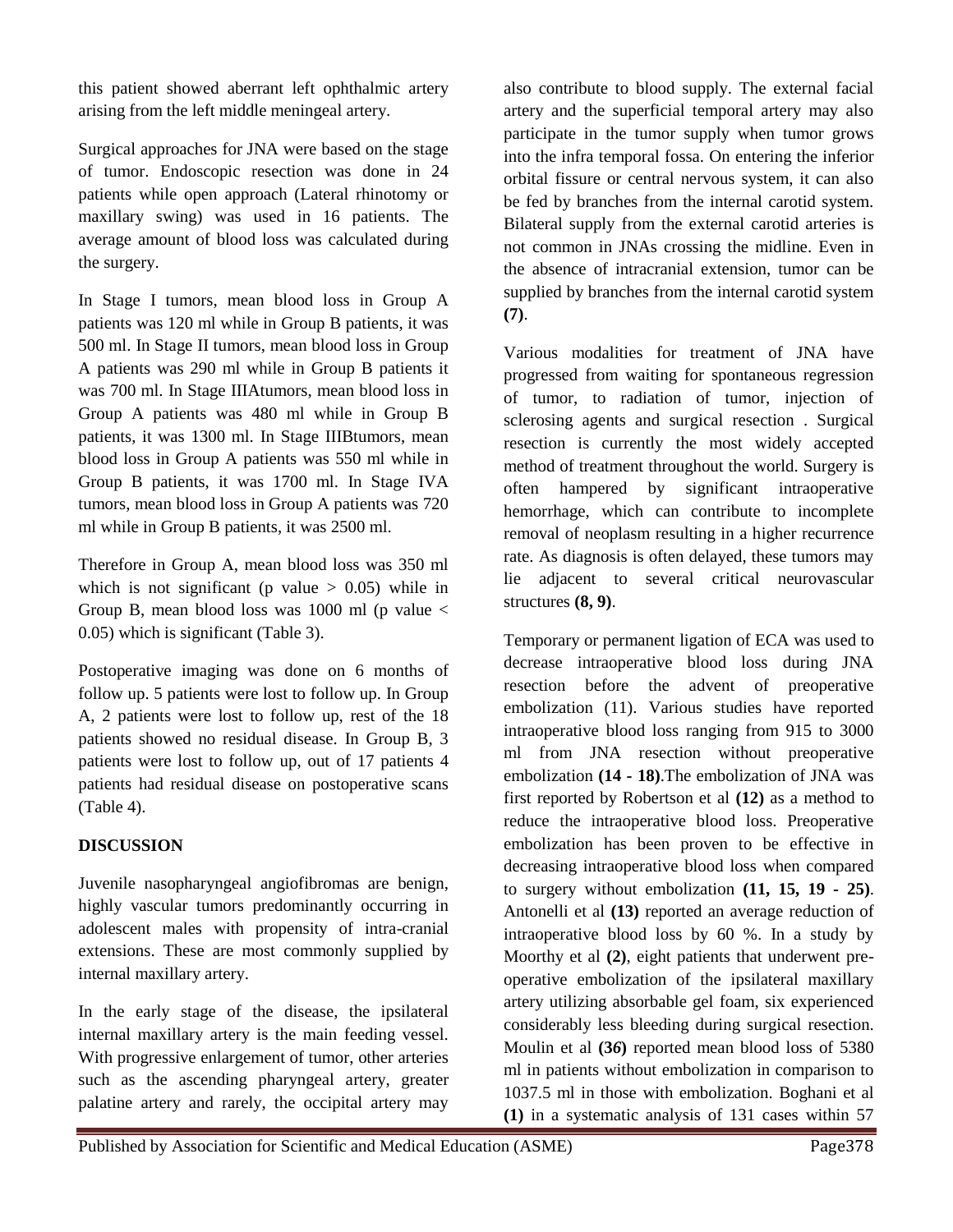this patient showed aberrant left ophthalmic artery arising from the left middle meningeal artery.

Surgical approaches for JNA were based on the stage of tumor. Endoscopic resection was done in 24 patients while open approach (Lateral rhinotomy or maxillary swing) was used in 16 patients. The average amount of blood loss was calculated during the surgery.

In Stage I tumors, mean blood loss in Group A patients was 120 ml while in Group B patients, it was 500 ml. In Stage II tumors, mean blood loss in Group A patients was 290 ml while in Group B patients it was 700 ml. In Stage IIIAtumors, mean blood loss in Group A patients was 480 ml while in Group B patients, it was 1300 ml. In Stage IIIBtumors, mean blood loss in Group A patients was 550 ml while in Group B patients, it was 1700 ml. In Stage IVA tumors, mean blood loss in Group A patients was 720 ml while in Group B patients, it was 2500 ml.

Therefore in Group A, mean blood loss was 350 ml which is not significant (p value $> 0.05$) while in Group B, mean blood loss was 1000 ml (p value $< 0.05$) which is significant (Table 3).

Postoperative imaging was done on 6 months of follow up. 5 patients were lost to follow up. In Group A, 2 patients were lost to follow up, rest of the 18 patients showed no residual disease. In Group B, 3 patients were lost to follow up, out of 17 patients 4 patients had residual disease on postoperative scans (Table 4).

## DISCUSSION

Juvenile nasopharyngeal angiofibromas are benign, highly vascular tumors predominantly occurring in adolescent males with propensity of intra-cranial extensions. These are most commonly supplied by internal maxillary artery.

In the early stage of the disease, the ipsilateral internal maxillary artery is the main feeding vessel. With progressive enlargement of tumor, other arteries such as the ascending pharyngeal artery, greater palatine artery and rarely, the occipital artery may also contribute to blood supply. The external facial artery and the superficial temporal artery may also participate in the tumor supply when tumor grows into the infra temporal fossa. On entering the inferior orbital fissure or central nervous system, it can also be fed by branches from the internal carotid system. Bilateral supply from the external carotid arteries is not common in JNAs crossing the midline. Even in the absence of intracranial extension, tumor can be supplied by branches from the internal carotid system **(7)**.

Various modalities for treatment of JNA have progressed from waiting for spontaneous regression of tumor, to radiation of tumor, injection of sclerosing agents and surgical resection . Surgical resection is currently the most widely accepted method of treatment throughout the world. Surgery is often hampered by significant intraoperative hemorrhage, which can contribute to incomplete removal of neoplasm resulting in a higher recurrence rate. As diagnosis is often delayed, these tumors may lie adjacent to several critical neurovascular structures **(8, 9)**.

Temporary or permanent ligation of ECA was used to decrease intraoperative blood loss during JNA resection before the advent of preoperative embolization (11). Various studies have reported intraoperative blood loss ranging from 915 to 3000 ml from JNA resection without preoperative embolization **(14 - 18)**.The embolization of JNA was first reported by Robertson et al **(12)** as a method to reduce the intraoperative blood loss. Preoperative embolization has been proven to be effective in decreasing intraoperative blood loss when compared to surgery without embolization **(11, 15, 19 - 25)**. Antonelli et al **(13)** reported an average reduction of intraoperative blood loss by 60 %. In a study by Moorthy et al **(2)**, eight patients that underwent pre-operative embolization of the ipsilateral maxillary artery utilizing absorbable gel foam, six experienced considerably less bleeding during surgical resection. Moulin et al **(36)** reported mean blood loss of 5380 ml in patients without embolization in comparison to 1037.5 ml in those with embolization. Boghani et al **(1)** in a systematic analysis of 131 cases within 57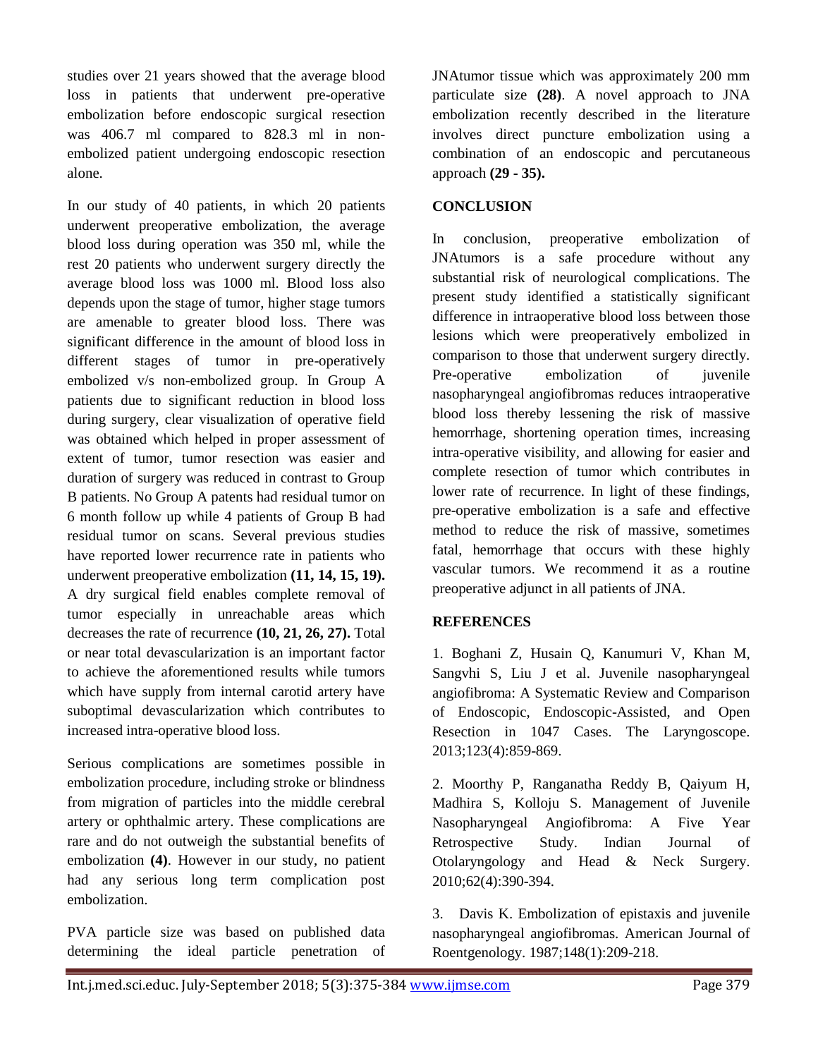studies over 21 years showed that the average blood loss in patients that underwent pre-operative embolization before endoscopic surgical resection was 406.7 ml compared to 828.3 ml in non-embolized patient undergoing endoscopic resection alone.

In our study of 40 patients, in which 20 patients underwent preoperative embolization, the average blood loss during operation was 350 ml, while the rest 20 patients who underwent surgery directly the average blood loss was 1000 ml. Blood loss also depends upon the stage of tumor, higher stage tumors are amenable to greater blood loss. There was significant difference in the amount of blood loss in different stages of tumor in pre-operatively embolized v/s non-embolized group. In Group A patients due to significant reduction in blood loss during surgery, clear visualization of operative field was obtained which helped in proper assessment of extent of tumor, tumor resection was easier and duration of surgery was reduced in contrast to Group B patients. No Group A patents had residual tumor on 6 month follow up while 4 patients of Group B had residual tumor on scans. Several previous studies have reported lower recurrence rate in patients who underwent preoperative embolization **(11, 14, 15, 19).** A dry surgical field enables complete removal of tumor especially in unreachable areas which decreases the rate of recurrence **(10, 21, 26, 27).** Total or near total devascularization is an important factor to achieve the aforementioned results while tumors which have supply from internal carotid artery have suboptimal devascularization which contributes to increased intra-operative blood loss.

Serious complications are sometimes possible in embolization procedure, including stroke or blindness from migration of particles into the middle cerebral artery or ophthalmic artery. These complications are rare and do not outweigh the substantial benefits of embolization **(4)**. However in our study, no patient had any serious long term complication post embolization.

PVA particle size was based on published data determining the ideal particle penetration of JNAtumor tissue which was approximately 200 mm particulate size **(28)**. A novel approach to JNA embolization recently described in the literature involves direct puncture embolization using a combination of an endoscopic and percutaneous approach **(29 - 35).**

## CONCLUSION

In conclusion, preoperative embolization of JNAtumors is a safe procedure without any substantial risk of neurological complications. The present study identified a statistically significant difference in intraoperative blood loss between those lesions which were preoperatively embolized in comparison to those that underwent surgery directly. Pre-operative embolization of juvenile nasopharyngeal angiofibromas reduces intraoperative blood loss thereby lessening the risk of massive hemorrhage, shortening operation times, increasing intra-operative visibility, and allowing for easier and complete resection of tumor which contributes in lower rate of recurrence. In light of these findings, pre-operative embolization is a safe and effective method to reduce the risk of massive, sometimes fatal, hemorrhage that occurs with these highly vascular tumors. We recommend it as a routine preoperative adjunct in all patients of JNA.

## REFERENCES

1. Boghani Z, Husain Q, Kanumuri V, Khan M, Sangvhi S, Liu J et al. Juvenile nasopharyngeal angiofibroma: A Systematic Review and Comparison of Endoscopic, Endoscopic-Assisted, and Open Resection in 1047 Cases. The Laryngoscope. 2013;123(4):859-869.

2. Moorthy P, Ranganatha Reddy B, Qaiyum H, Madhira S, Kolloju S. Management of Juvenile Nasopharyngeal Angiofibroma: A Five Year Retrospective Study. Indian Journal of Otolaryngology and Head & Neck Surgery. 2010;62(4):390-394.

3. Davis K. Embolization of epistaxis and juvenile nasopharyngeal angiofibromas. American Journal of Roentgenology. 1987;148(1):209-218.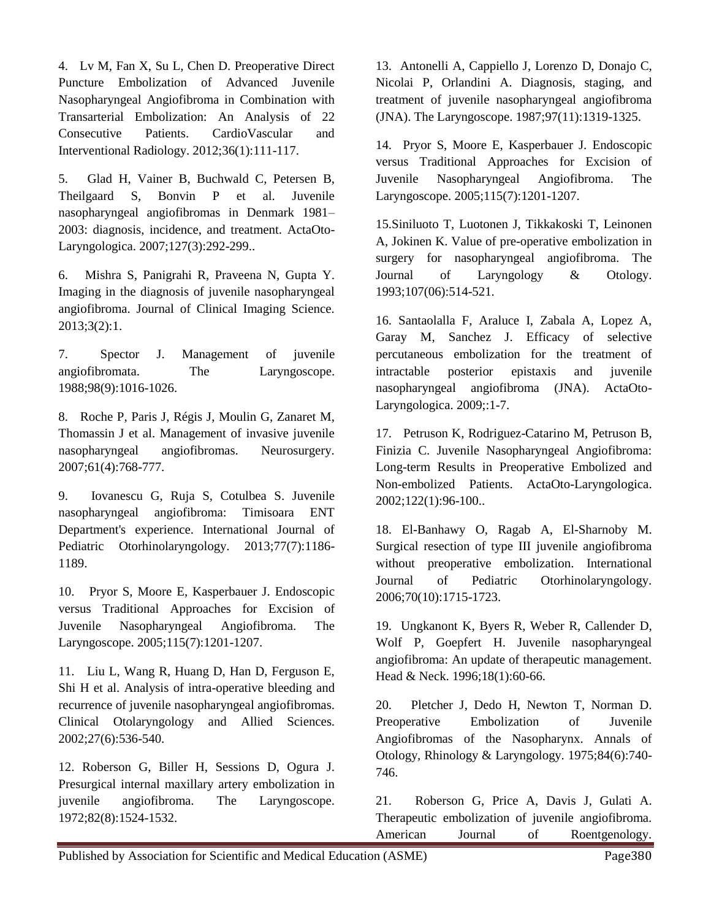4. Lv M, Fan X, Su L, Chen D. Preoperative Direct Puncture Embolization of Advanced Juvenile Nasopharyngeal Angiofibroma in Combination with Transarterial Embolization: An Analysis of 22 Consecutive Patients. CardioVascular and Interventional Radiology. 2012;36(1):111-117.

5. Glad H, Vainer B, Buchwald C, Petersen B, Theilgaard S, Bonvin P et al. Juvenile nasopharyngeal angiofibromas in Denmark 1981–2003: diagnosis, incidence, and treatment. ActaOto-Laryngologica. 2007;127(3):292-299..

6. Mishra S, Panigrahi R, Praveena N, Gupta Y. Imaging in the diagnosis of juvenile nasopharyngeal angiofibroma. Journal of Clinical Imaging Science. 2013;3(2):1.

7. Spector J. Management of juvenile angiofibromata. The Laryngoscope. 1988;98(9):1016-1026.

8. Roche P, Paris J, Régis J, Moulin G, Zanaret M, Thomassin J et al. Management of invasive juvenile nasopharyngeal angiofibromas. Neurosurgery. 2007;61(4):768-777.

9. Iovanescu G, Ruja S, Cotulbea S. Juvenile nasopharyngeal angiofibroma: Timisoara ENT Department's experience. International Journal of Pediatric Otorhinolaryngology. 2013;77(7):1186-1189.

10. Pryor S, Moore E, Kasperbauer J. Endoscopic versus Traditional Approaches for Excision of Juvenile Nasopharyngeal Angiofibroma. The Laryngoscope. 2005;115(7):1201-1207.

11. Liu L, Wang R, Huang D, Han D, Ferguson E, Shi H et al. Analysis of intra-operative bleeding and recurrence of juvenile nasopharyngeal angiofibromas. Clinical Otolaryngology and Allied Sciences. 2002;27(6):536-540.

12. Roberson G, Biller H, Sessions D, Ogura J. Presurgical internal maxillary artery embolization in juvenile angiofibroma. The Laryngoscope. 1972;82(8):1524-1532.

13. Antonelli A, Cappiello J, Lorenzo D, Donajo C, Nicolai P, Orlandini A. Diagnosis, staging, and treatment of juvenile nasopharyngeal angiofibroma (JNA). The Laryngoscope. 1987;97(11):1319-1325.

14. Pryor S, Moore E, Kasperbauer J. Endoscopic versus Traditional Approaches for Excision of Juvenile Nasopharyngeal Angiofibroma. The Laryngoscope. 2005;115(7):1201-1207.

15.Siniluoto T, Luotonen J, Tikkakoski T, Leinonen A, Jokinen K. Value of pre-operative embolization in surgery for nasopharyngeal angiofibroma. The Journal of Laryngology & Otology. 1993;107(06):514-521.

16. Santaolalla F, Araluce I, Zabala A, Lopez A, Garay M, Sanchez J. Efficacy of selective percutaneous embolization for the treatment of intractable posterior epistaxis and juvenile nasopharyngeal angiofibroma (JNA). ActaOto-Laryngologica. 2009;:1-7.

17. Petruson K, Rodriguez-Catarino M, Petruson B, Finizia C. Juvenile Nasopharyngeal Angiofibroma: Long-term Results in Preoperative Embolized and Non-embolized Patients. ActaOto-Laryngologica. 2002;122(1):96-100..

18. El-Banhawy O, Ragab A, El-Sharnoby M. Surgical resection of type III juvenile angiofibroma without preoperative embolization. International Journal of Pediatric Otorhinolaryngology. 2006;70(10):1715-1723.

19. Ungkanont K, Byers R, Weber R, Callender D, Wolf P, Goepfert H. Juvenile nasopharyngeal angiofibroma: An update of therapeutic management. Head & Neck. 1996;18(1):60-66.

20. Pletcher J, Dedo H, Newton T, Norman D. Preoperative Embolization of Juvenile Angiofibromas of the Nasopharynx. Annals of Otology, Rhinology & Laryngology. 1975;84(6):740-746.

21. Roberson G, Price A, Davis J, Gulati A. Therapeutic embolization of juvenile angiofibroma. American Journal of Roentgenology.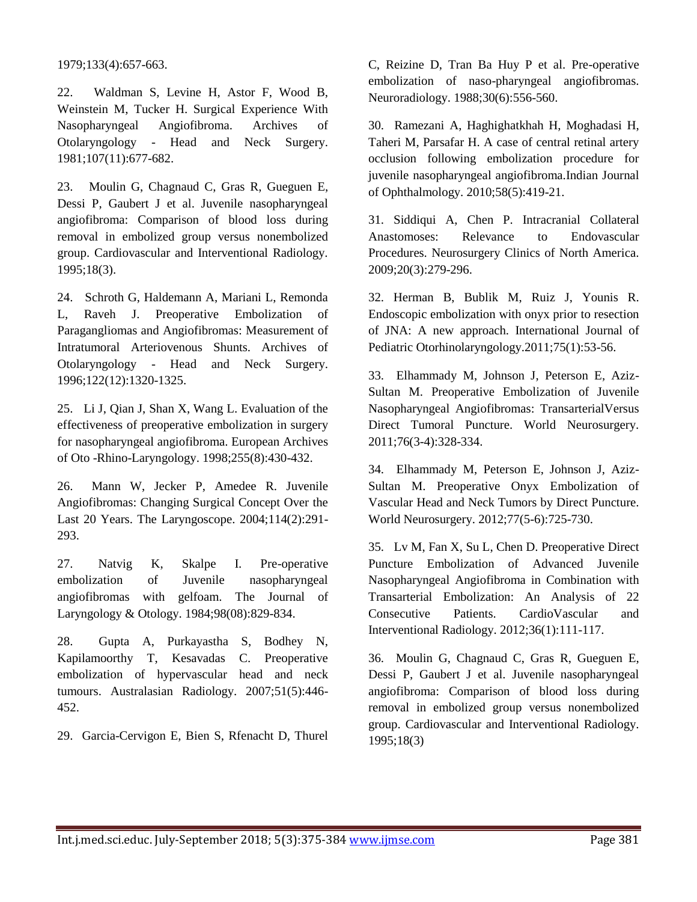1979;133(4):657-663.

22. Waldman S, Levine H, Astor F, Wood B, Weinstein M, Tucker H. Surgical Experience With Nasopharyngeal Angiofibroma. Archives of Otolaryngology - Head and Neck Surgery. 1981;107(11):677-682.

23. Moulin G, Chagnaud C, Gras R, Gueguen E, Dessi P, Gaubert J et al. Juvenile nasopharyngeal angiofibroma: Comparison of blood loss during removal in embolized group versus nonembolized group. Cardiovascular and Interventional Radiology. 1995;18(3).

24. Schroth G, Haldemann A, Mariani L, Remonda L, Raveh J. Preoperative Embolization of Paragangliomas and Angiofibromas: Measurement of Intratumoral Arteriovenous Shunts. Archives of Otolaryngology - Head and Neck Surgery. 1996;122(12):1320-1325.

25. Li J, Qian J, Shan X, Wang L. Evaluation of the effectiveness of preoperative embolization in surgery for nasopharyngeal angiofibroma. European Archives of Oto -Rhino-Laryngology. 1998;255(8):430-432.

26. Mann W, Jecker P, Amedee R. Juvenile Angiofibromas: Changing Surgical Concept Over the Last 20 Years. The Laryngoscope. 2004;114(2):291-293.

27. Natvig K, Skalpe I. Pre-operative embolization of Juvenile nasopharyngeal angiofibromas with gelfoam. The Journal of Laryngology & Otology. 1984;98(08):829-834.

28. Gupta A, Purkayastha S, Bodhey N, Kapilamoorthy T, Kesavadas C. Preoperative embolization of hypervascular head and neck tumours. Australasian Radiology. 2007;51(5):446-452.

29. Garcia-Cervigon E, Bien S, Rfenacht D, Thurel C, Reizine D, Tran Ba Huy P et al. Pre-operative embolization of naso-pharyngeal angiofibromas. Neuroradiology. 1988;30(6):556-560.

30. Ramezani A, Haghighatkhah H, Moghadasi H, Taheri M, Parsafar H. A case of central retinal artery occlusion following embolization procedure for juvenile nasopharyngeal angiofibroma.Indian Journal of Ophthalmology. 2010;58(5):419-21.

31. Siddiqui A, Chen P. Intracranial Collateral Anastomoses: Relevance to Endovascular Procedures. Neurosurgery Clinics of North America. 2009;20(3):279-296.

32. Herman B, Bublik M, Ruiz J, Younis R. Endoscopic embolization with onyx prior to resection of JNA: A new approach. International Journal of Pediatric Otorhinolaryngology.2011;75(1):53-56.

33. Elhammady M, Johnson J, Peterson E, Aziz-Sultan M. Preoperative Embolization of Juvenile Nasopharyngeal Angiofibromas: TransarterialVersus Direct Tumoral Puncture. World Neurosurgery. 2011;76(3-4):328-334.

34. Elhammady M, Peterson E, Johnson J, Aziz-Sultan M. Preoperative Onyx Embolization of Vascular Head and Neck Tumors by Direct Puncture. World Neurosurgery. 2012;77(5-6):725-730.

35. Lv M, Fan X, Su L, Chen D. Preoperative Direct Puncture Embolization of Advanced Juvenile Nasopharyngeal Angiofibroma in Combination with Transarterial Embolization: An Analysis of 22 Consecutive Patients. CardioVascular and Interventional Radiology. 2012;36(1):111-117.

36. Moulin G, Chagnaud C, Gras R, Gueguen E, Dessi P, Gaubert J et al. Juvenile nasopharyngeal angiofibroma: Comparison of blood loss during removal in embolized group versus nonembolized group. Cardiovascular and Interventional Radiology. 1995;18(3)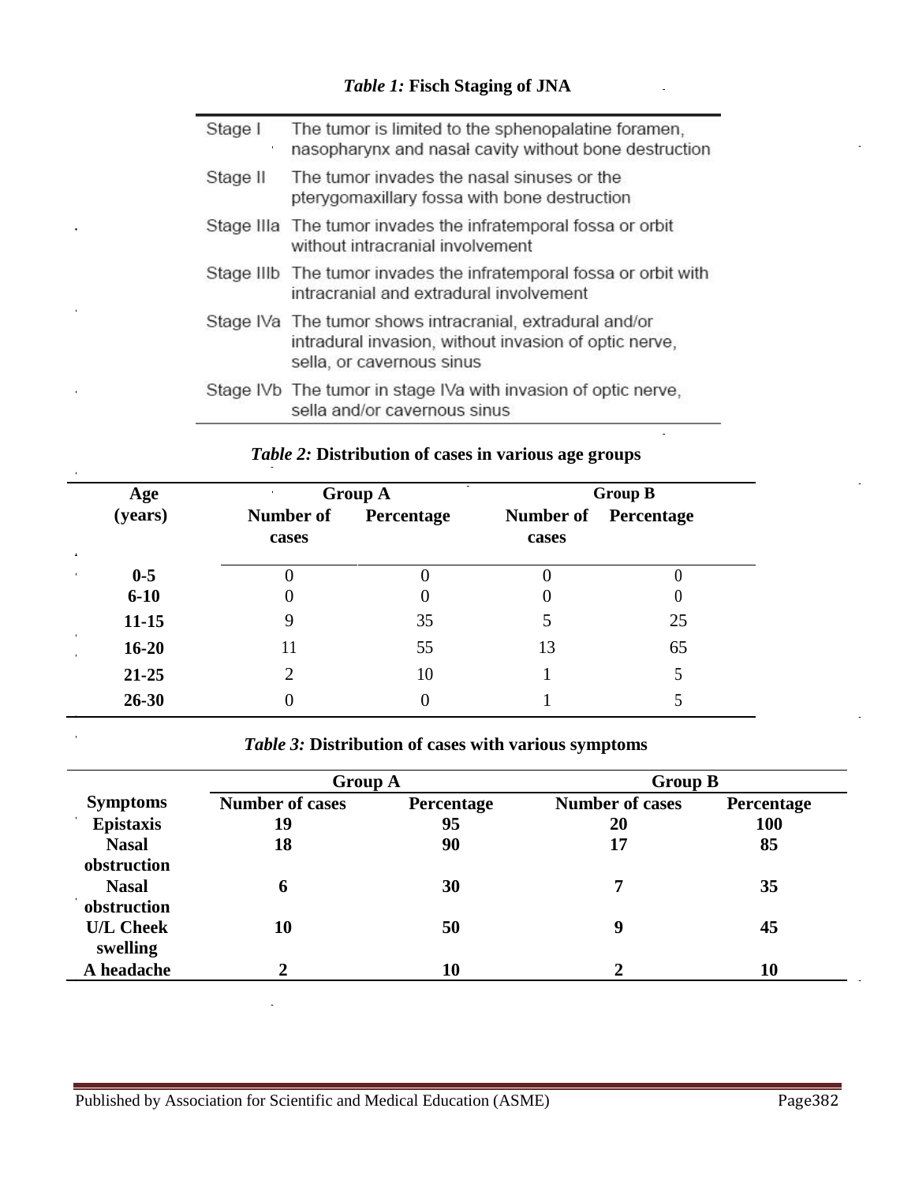*Table 1:* **Fisch Staging of JNA**

| | |
|---|---|
| Stage I | The tumor is limited to the sphenopalatine foramen, nasopharynx and nasal cavity without bone destruction |
| Stage II | The tumor invades the nasal sinuses or the pterygomaxillary fossa with bone destruction |
| Stage IIIa | The tumor invades the infratemporal fossa or orbit without intracranial involvement |
| Stage IIIb | The tumor invades the infratemporal fossa or orbit with intracranial and extradural involvement |
| Stage IVa | The tumor shows intracranial, extradural and/or intradural invasion, without invasion of optic nerve, sella, or cavernous sinus |
| Stage IVb | The tumor in stage IVa with invasion of optic nerve, sella and/or cavernous sinus |

*Table 2:* **Distribution of cases in various age groups**

| Age (years) | Group A | | Group B | |
|---|---|---|---|---|
| | **Number of cases** | **Percentage** | **Number of cases** | **Percentage** |
| **0-5** | 0 | 0 | 0 | 0 |
| **6-10** | 0 | 0 | 0 | 0 |
| **11-15** | 9 | 35 | 5 | 25 |
| **16-20** | 11 | 55 | 13 | 65 |
| **21-25** | 2 | 10 | 1 | 5 |
| **26-30** | 0 | 0 | 1 | 5 |

*Table 3:* **Distribution of cases with various symptoms**

| | Group A | | Group B | |
|---|---|---|---|---|
| **Symptoms** | **Number of cases** | **Percentage** | **Number of cases** | **Percentage** |
| **Epistaxis** | **19** | **95** | **20** | **100** |
| **Nasal obstruction** | **18** | **90** | **17** | **85** |
| **Nasal obstruction** | **6** | **30** | **7** | **35** |
| **U/L Cheek swelling** | **10** | **50** | **9** | **45** |
| **A headache** | **2** | **10** | **2** | **10** |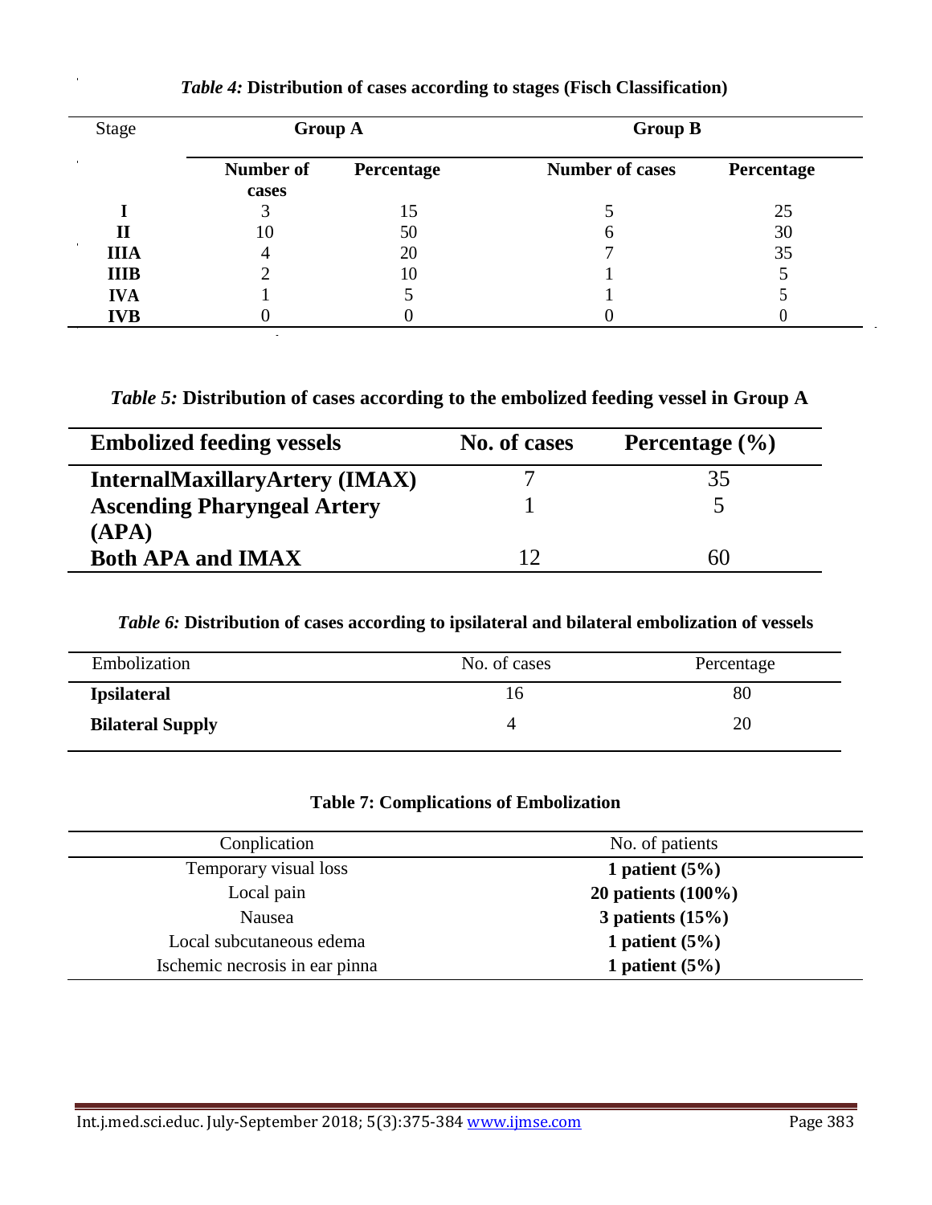*Table 4:* **Distribution of cases according to stages (Fisch Classification)**

| Stage | Group A | | Group B | |
|---|---|---|---|---|
| | **Number of cases** | **Percentage** | **Number of cases** | **Percentage** |
| **I** | 3 | 15 | 5 | 25 |
| **II** | 10 | 50 | 6 | 30 |
| **IIIA** | 4 | 20 | 7 | 35 |
| **IIIB** | 2 | 10 | 1 | 5 |
| **IVA** | 1 | 5 | 1 | 5 |
| **IVB** | 0 | 0 | 0 | 0 |

*Table 5:* **Distribution of cases according to the embolized feeding vessel in Group A**

| Embolized feeding vessels | No. of cases | Percentage (%) |
|---|---|---|
| **InternalMaxillaryArtery (IMAX)** | 7 | 35 |
| **Ascending Pharyngeal Artery (APA)** | 1 | 5 |
| **Both APA and IMAX** | 12 | 60 |

*Table 6:* **Distribution of cases according to ipsilateral and bilateral embolization of vessels**

| Embolization | No. of cases | Percentage |
|---|---|---|
| **Ipsilateral** | 16 | 80 |
| **Bilateral Supply** | 4 | 20 |

**Table 7: Complications of Embolization**

| Conplication | No. of patients |
|---|---|
| Temporary visual loss | **1 patient (5%)** |
| Local pain | **20 patients (100%)** |
| Nausea | **3 patients (15%)** |
| Local subcutaneous edema | **1 patient (5%)** |
| Ischemic necrosis in ear pinna | **1 patient (5%)** |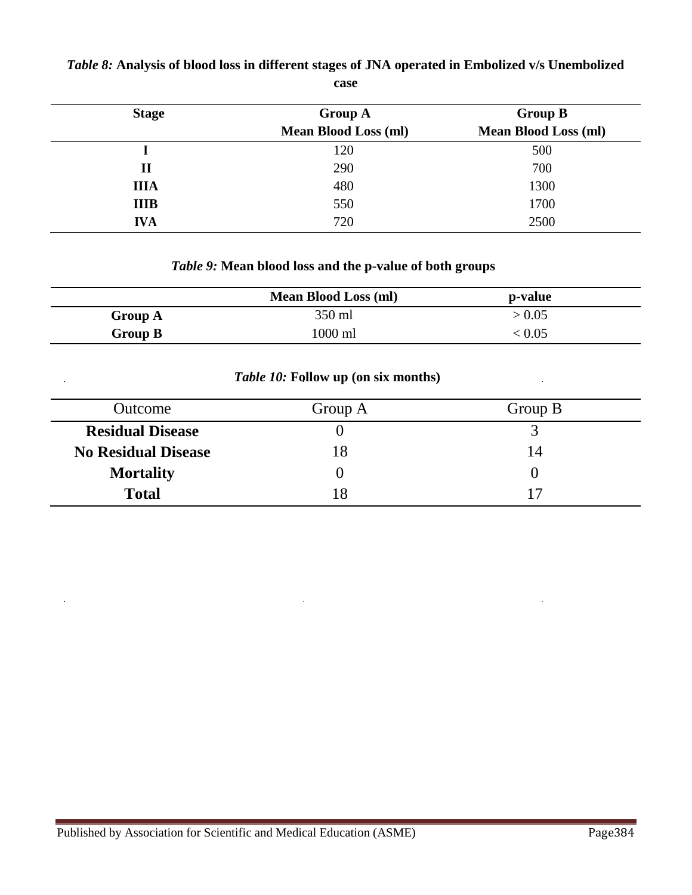*Table 8:* **Analysis of blood loss in different stages of JNA operated in Embolized v/s Unembolized case**

| Stage | Group A Mean Blood Loss (ml) | Group B Mean Blood Loss (ml) |
|---|---|---|
| **I** | 120 | 500 |
| **II** | 290 | 700 |
| **IIIA** | 480 | 1300 |
| **IIIB** | 550 | 1700 |
| **IVA** | 720 | 2500 |

*Table 9:* **Mean blood loss and the p-value of both groups**

| | Mean Blood Loss (ml) | p-value |
|---|---|---|
| **Group A** | 350 ml | > 0.05 |
| **Group B** | 1000 ml | < 0.05 |

*Table 10:* **Follow up (on six months)**

| Outcome | Group A | Group B |
|---|---|---|
| **Residual Disease** | 0 | 3 |
| **No Residual Disease** | 18 | 14 |
| **Mortality** | 0 | 0 |
| **Total** | 18 | 17 |